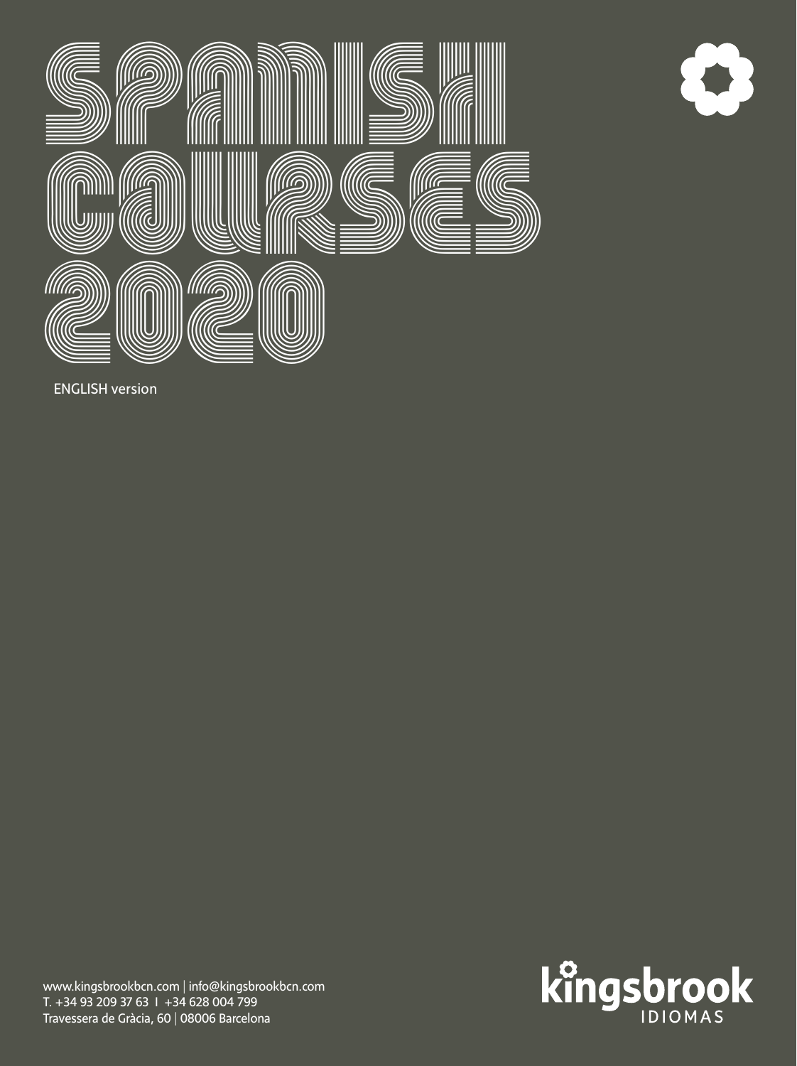# SPANISH COURSES 2020

ENGLISH version

www.kingsbrookbcn.com | info@kingsbrookbcn.com
T. +34 93 209 37 63 I +34 628 004 799
Travessera de Gràcia, 60 | 08006 Barcelona

kingsbrook IDIOMAS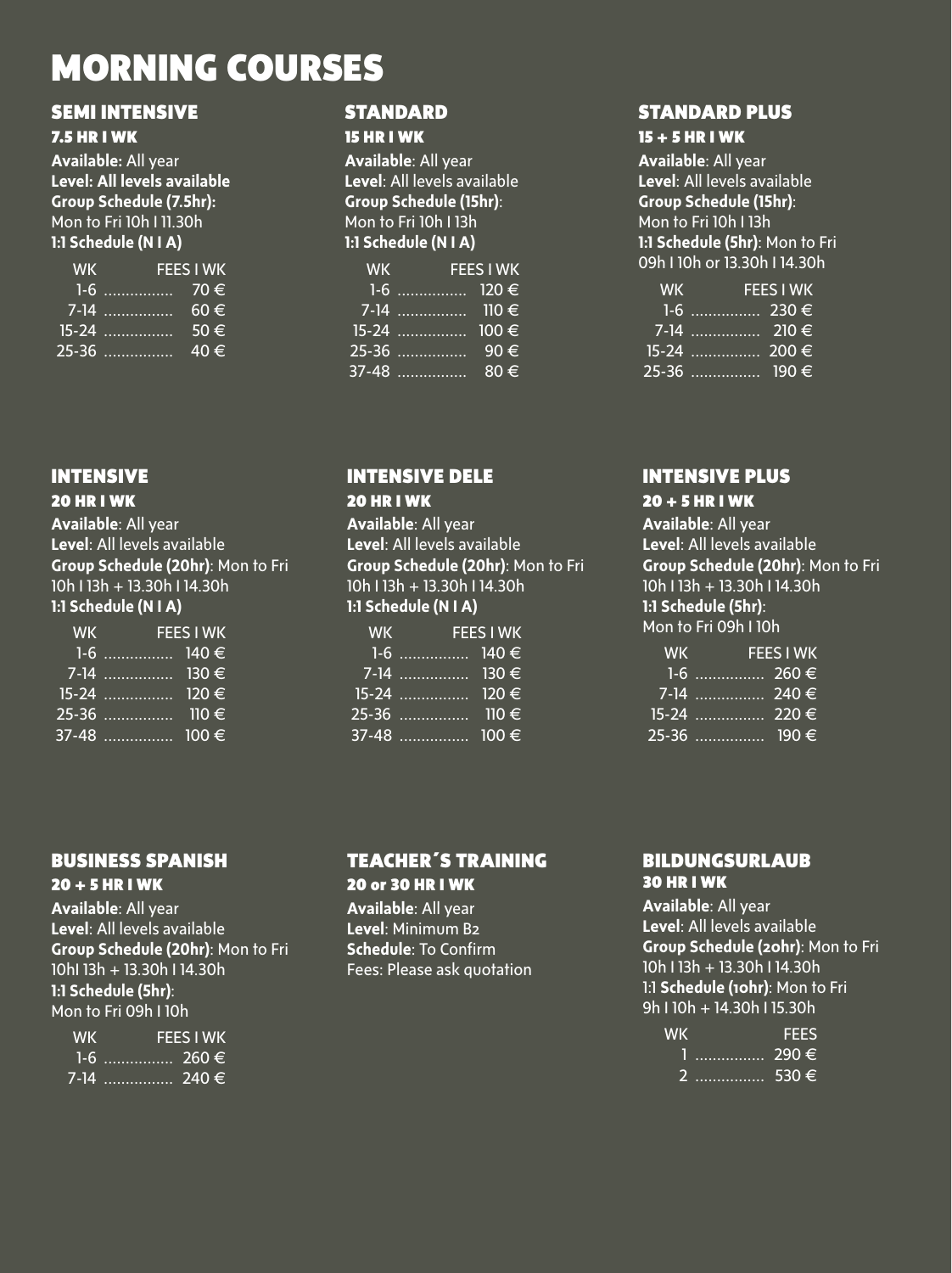# MORNING COURSES

## SEMI INTENSIVE

### 7.5 HR I WK

**Available:** All year
**Level: All levels available**
**Group Schedule (7.5hr):**
Mon to Fri 10h I 11.30h
**1:1 Schedule (N I A)**

| WK | FEES I WK |
|---|---|
| 1-6 | 70 € |
| 7-14 | 60 € |
| 15-24 | 50 € |
| 25-36 | 40 € |

## STANDARD

### 15 HR I WK

**Available**: All year
**Level**: All levels available
**Group Schedule (15hr)**:
Mon to Fri 10h I 13h
**1:1 Schedule (N I A)**

| WK | FEES I WK |
|---|---|
| 1-6 | 120 € |
| 7-14 | 110 € |
| 15-24 | 100 € |
| 25-36 | 90 € |
| 37-48 | 80 € |

## STANDARD PLUS

### 15 + 5 HR I WK

**Available**: All year
**Level**: All levels available
**Group Schedule (15hr)**:
Mon to Fri 10h I 13h
**1:1 Schedule (5hr)**: Mon to Fri 09h I 10h or 13.30h I 14.30h

| WK | FEES I WK |
|---|---|
| 1-6 | 230 € |
| 7-14 | 210 € |
| 15-24 | 200 € |
| 25-36 | 190 € |

## INTENSIVE

### 20 HR I WK

**Available**: All year
**Level**: All levels available
**Group Schedule (20hr)**: Mon to Fri 10h I 13h + 13.30h I 14.30h
**1:1 Schedule (N I A)**

| WK | FEES I WK |
|---|---|
| 1-6 | 140 € |
| 7-14 | 130 € |
| 15-24 | 120 € |
| 25-36 | 110 € |
| 37-48 | 100 € |

## INTENSIVE DELE

### 20 HR I WK

**Available**: All year
**Level**: All levels available
**Group Schedule (20hr)**: Mon to Fri 10h I 13h + 13.30h I 14.30h
**1:1 Schedule (N I A)**

| WK | FEES I WK |
|---|---|
| 1-6 | 140 € |
| 7-14 | 130 € |
| 15-24 | 120 € |
| 25-36 | 110 € |
| 37-48 | 100 € |

## INTENSIVE PLUS

### 20 + 5 HR I WK

**Available**: All year
**Level**: All levels available
**Group Schedule (20hr)**: Mon to Fri 10h I 13h + 13.30h I 14.30h
**1:1 Schedule (5hr)**:
Mon to Fri 09h I 10h

| WK | FEES I WK |
|---|---|
| 1-6 | 260 € |
| 7-14 | 240 € |
| 15-24 | 220 € |
| 25-36 | 190 € |

## BUSINESS SPANISH

### 20 + 5 HR I WK

**Available**: All year
**Level**: All levels available
**Group Schedule (20hr)**: Mon to Fri 10hI 13h + 13.30h I 14.30h
**1:1 Schedule (5hr)**:
Mon to Fri 09h I 10h

| WK | FEES I WK |
|---|---|
| 1-6 | 260 € |
| 7-14 | 240 € |

## TEACHER´S TRAINING

### 20 or 30 HR I WK

**Available**: All year
**Level**: Minimum B2
**Schedule**: To Confirm
Fees: Please ask quotation

## BILDUNGSURLAUB

### 30 HR I WK

**Available**: All year
**Level**: All levels available
**Group Schedule (20hr)**: Mon to Fri 10h I 13h + 13.30h I 14.30h
1:1 **Schedule (10hr)**: Mon to Fri 9h I 10h + 14.30h I 15.30h

| WK | FEES |
|---|---|
| 1 | 290 € |
| 2 | 530 € |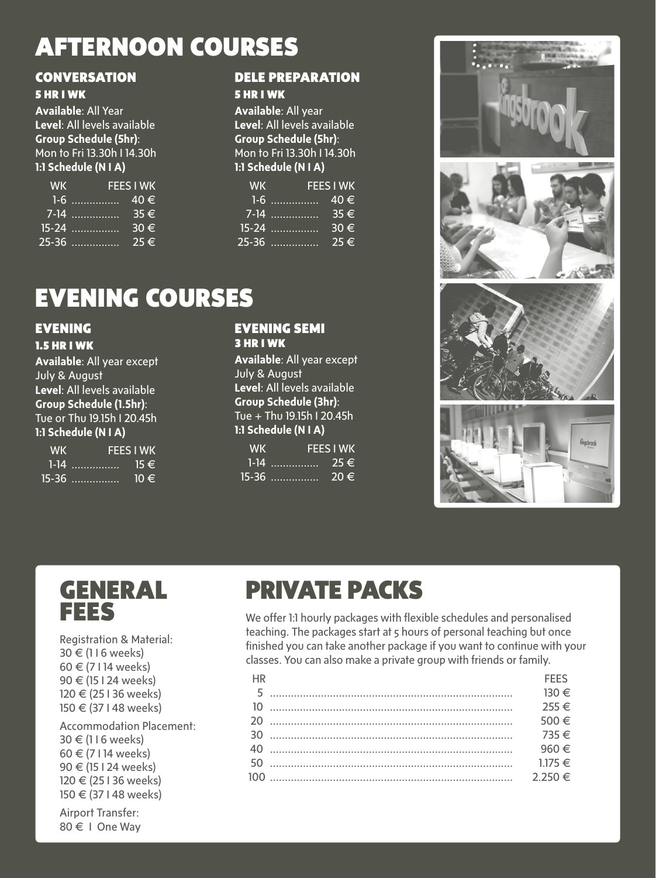# AFTERNOON COURSES

### CONVERSATION

**5 HR I WK**

**Available**: All Year
**Level**: All levels available
**Group Schedule (5hr)**:
Mon to Fri 13.30h I 14.30h
**1:1 Schedule (N I A)**

| WK | FEES I WK |
|---|---|
| 1-6 | 40 € |
| 7-14 | 35 € |
| 15-24 | 30 € |
| 25-36 | 25 € |

### DELE PREPARATION

**5 HR I WK**

**Available**: All year
**Level**: All levels available
**Group Schedule (5hr)**:
Mon to Fri 13.30h I 14.30h
**1:1 Schedule (N I A)**

| WK | FEES I WK |
|---|---|
| 1-6 | 40 € |
| 7-14 | 35 € |
| 15-24 | 30 € |
| 25-36 | 25 € |

# EVENING COURSES

### EVENING

**1.5 HR I WK**

**Available**: All year except July & August
**Level**: All levels available
**Group Schedule (1.5hr)**:
Tue or Thu 19.15h I 20.45h
**1:1 Schedule (N I A)**

| WK | FEES I WK |
|---|---|
| 1-14 | 15 € |
| 15-36 | 10 € |

### EVENING SEMI

**3 HR I WK**

**Available**: All year except July & August
**Level**: All levels available
**Group Schedule (3hr)**:
Tue + Thu 19.15h I 20.45h
**1:1 Schedule (N I A)**

| WK | FEES I WK |
|---|---|
| 1-14 | 25 € |
| 15-36 | 20 € |

# GENERAL FEES

Registration & Material:
30 € (1 I 6 weeks)
60 € (7 I 14 weeks)
90 € (15 I 24 weeks)
120 € (25 I 36 weeks)
150 € (37 I 48 weeks)

Accommodation Placement:
30 € (1 I 6 weeks)
60 € (7 I 14 weeks)
90 € (15 I 24 weeks)
120 € (25 I 36 weeks)
150 € (37 I 48 weeks)

Airport Transfer:
80 € I One Way

# PRIVATE PACKS

We offer 1:1 hourly packages with flexible schedules and personalised teaching. The packages start at 5 hours of personal teaching but once finished you can take another package if you want to continue with your classes. You can also make a private group with friends or family.

| HR | FEES |
|---|---|
| 5 | 130 € |
| 10 | 255 € |
| 20 | 500 € |
| 30 | 735 € |
| 40 | 960 € |
| 50 | 1.175 € |
| 100 | 2.250 € |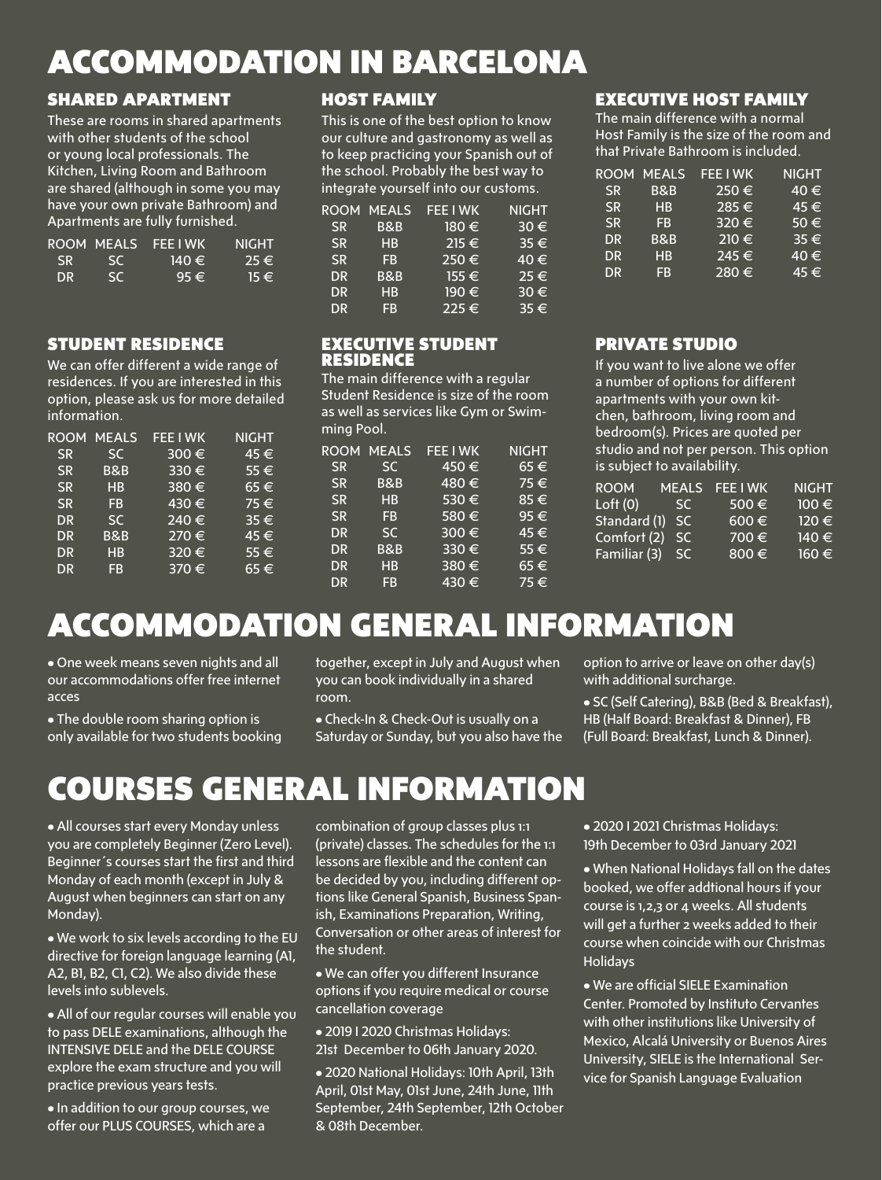# ACCOMMODATION IN BARCELONA

## SHARED APARTMENT

These are rooms in shared apartments with other students of the school or young local professionals. The Kitchen, Living Room and Bathroom are shared (although in some you may have your own private Bathroom) and Apartments are fully furnished.

| ROOM | MEALS | FEE I WK | NIGHT |
|---|---|---|---|
| SR | SC | 140 € | 25 € |
| DR | SC | 95 € | 15 € |

## HOST FAMILY

This is one of the best option to know our culture and gastronomy as well as to keep practicing your Spanish out of the school. Probably the best way to integrate yourself into our customs.

| ROOM | MEALS | FEE I WK | NIGHT |
|---|---|---|---|
| SR | B&B | 180 € | 30 € |
| SR | HB | 215 € | 35 € |
| SR | FB | 250 € | 40 € |
| DR | B&B | 155 € | 25 € |
| DR | HB | 190 € | 30 € |
| DR | FB | 225 € | 35 € |

## EXECUTIVE HOST FAMILY

The main difference with a normal Host Family is the size of the room and that Private Bathroom is included.

| ROOM | MEALS | FEE I WK | NIGHT |
|---|---|---|---|
| SR | B&B | 250 € | 40 € |
| SR | HB | 285 € | 45 € |
| SR | FB | 320 € | 50 € |
| DR | B&B | 210 € | 35 € |
| DR | HB | 245 € | 40 € |
| DR | FB | 280 € | 45 € |

## STUDENT RESIDENCE

We can offer different a wide range of residences. If you are interested in this option, please ask us for more detailed information.

| ROOM | MEALS | FEE I WK | NIGHT |
|---|---|---|---|
| SR | SC | 300 € | 45 € |
| SR | B&B | 330 € | 55 € |
| SR | HB | 380 € | 65 € |
| SR | FB | 430 € | 75 € |
| DR | SC | 240 € | 35 € |
| DR | B&B | 270 € | 45 € |
| DR | HB | 320 € | 55 € |
| DR | FB | 370 € | 65 € |

## EXECUTIVE STUDENT RESIDENCE

The main difference with a regular Student Residence is size of the room as well as services like Gym or Swimming Pool.

| ROOM | MEALS | FEE I WK | NIGHT |
|---|---|---|---|
| SR | SC | 450 € | 65 € |
| SR | B&B | 480 € | 75 € |
| SR | HB | 530 € | 85 € |
| SR | FB | 580 € | 95 € |
| DR | SC | 300 € | 45 € |
| DR | B&B | 330 € | 55 € |
| DR | HB | 380 € | 65 € |
| DR | FB | 430 € | 75 € |

## PRIVATE STUDIO

If you want to live alone we offer a number of options for different apartments with your own kitchen, bathroom, living room and bedroom(s). Prices are quoted per studio and not per person. This option is subject to availability.

| ROOM | MEALS | FEE I WK | NIGHT |
|---|---|---|---|
| Loft (0) | SC | 500 € | 100 € |
| Standard (1) | SC | 600 € | 120 € |
| Comfort (2) | SC | 700 € | 140 € |
| Familiar (3) | SC | 800 € | 160 € |

# ACCOMMODATION GENERAL INFORMATION

- One week means seven nights and all our accommodations offer free internet acces
- The double room sharing option is only available for two students booking together, except in July and August when you can book individually in a shared room.
- Check-In & Check-Out is usually on a Saturday or Sunday, but you also have the option to arrive or leave on other day(s) with additional surcharge.
- SC (Self Catering), B&B (Bed & Breakfast), HB (Half Board: Breakfast & Dinner), FB (Full Board: Breakfast, Lunch & Dinner).

# COURSES GENERAL INFORMATION

- All courses start every Monday unless you are completely Beginner (Zero Level). Beginner´s courses start the first and third Monday of each month (except in July & August when beginners can start on any Monday).
- We work to six levels according to the EU directive for foreign language learning (A1, A2, B1, B2, C1, C2). We also divide these levels into sublevels.
- All of our regular courses will enable you to pass DELE examinations, although the INTENSIVE DELE and the DELE COURSE explore the exam structure and you will practice previous years tests.
- In addition to our group courses, we offer our PLUS COURSES, which are a combination of group classes plus 1:1 (private) classes. The schedules for the 1:1 lessons are flexible and the content can be decided by you, including different options like General Spanish, Business Spanish, Examinations Preparation, Writing, Conversation or other areas of interest for the student.
- We can offer you different Insurance options if you require medical or course cancellation coverage
- 2019 I 2020 Christmas Holidays: 21st December to 06th January 2020.
- 2020 National Holidays: 10th April, 13th April, 01st May, 01st June, 24th June, 11th September, 24th September, 12th October & 08th December.
- 2020 I 2021 Christmas Holidays: 19th December to 03rd January 2021
- When National Holidays fall on the dates booked, we offer addtional hours if your course is 1,2,3 or 4 weeks. All students will get a further 2 weeks added to their course when coincide with our Christmas Holidays
- We are official SIELE Examination Center. Promoted by Instituto Cervantes with other institutions like University of Mexico, Alcalá University or Buenos Aires University, SIELE is the International Service for Spanish Language Evaluation